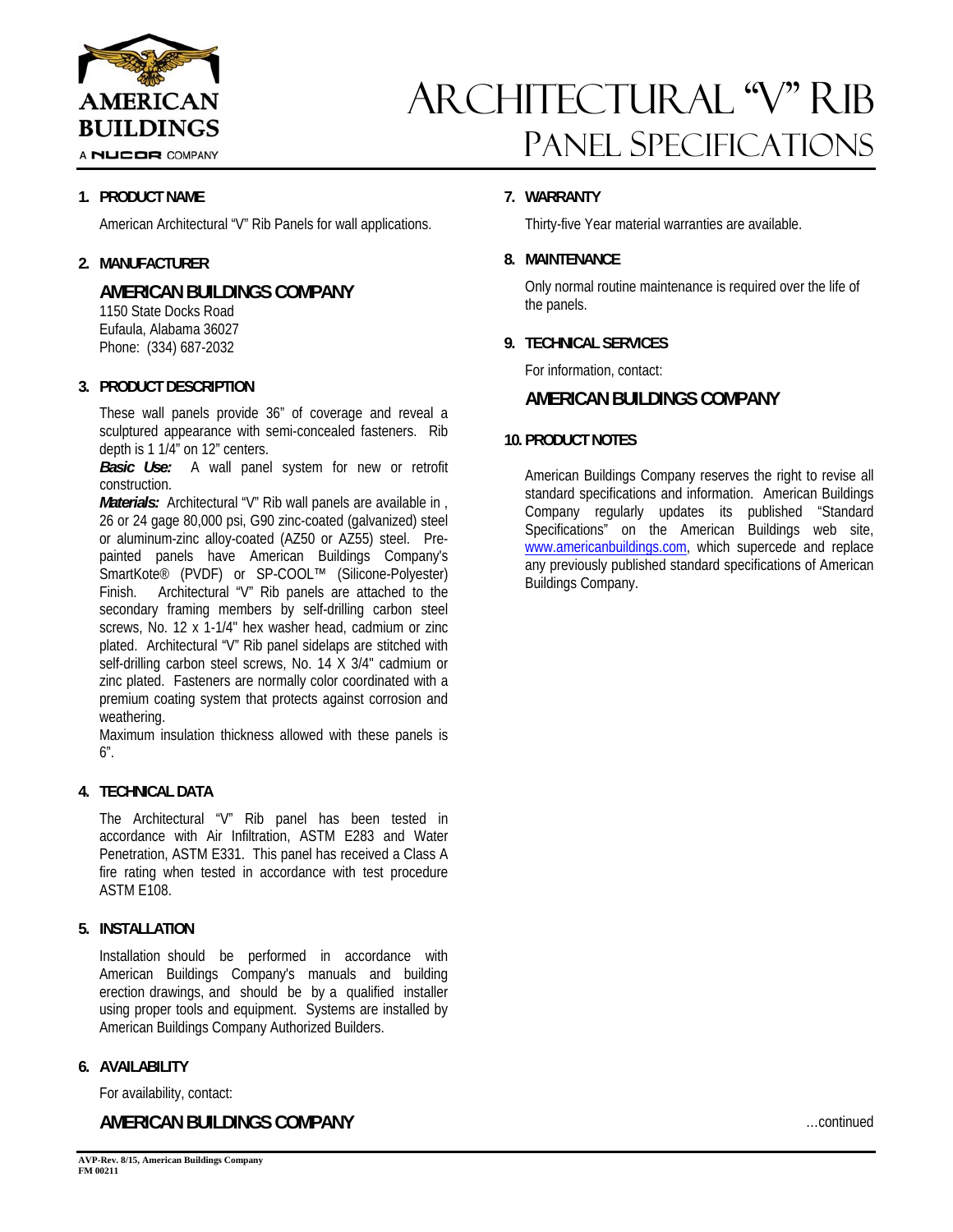# Architectural "V" Rib Panel Specifications

AMERICAN BUILDINGS
A NUCOR COMPANY

## 1. PRODUCT NAME

American Architectural "V" Rib Panels for wall applications.

## 2. MANUFACTURER

### AMERICAN BUILDINGS COMPANY

1150 State Docks Road
Eufaula, Alabama 36027
Phone: (334) 687-2032

## 3. PRODUCT DESCRIPTION

These wall panels provide 36" of coverage and reveal a sculptured appearance with semi-concealed fasteners. Rib depth is 1 1/4" on 12" centers.

***Basic Use:*** A wall panel system for new or retrofit construction.

***Materials:*** Architectural "V" Rib wall panels are available in , 26 or 24 gage 80,000 psi, G90 zinc-coated (galvanized) steel or aluminum-zinc alloy-coated (AZ50 or AZ55) steel. Pre-painted panels have American Buildings Company's SmartKote® (PVDF) or SP-COOL™ (Silicone-Polyester) Finish. Architectural "V" Rib panels are attached to the secondary framing members by self-drilling carbon steel screws, No. 12 x 1-1/4" hex washer head, cadmium or zinc plated. Architectural "V" Rib panel sidelaps are stitched with self-drilling carbon steel screws, No. 14 X 3/4" cadmium or zinc plated. Fasteners are normally color coordinated with a premium coating system that protects against corrosion and weathering.

Maximum insulation thickness allowed with these panels is 6".

## 4. TECHNICAL DATA

The Architectural "V" Rib panel has been tested in accordance with Air Infiltration, ASTM E283 and Water Penetration, ASTM E331. This panel has received a Class A fire rating when tested in accordance with test procedure ASTM E108.

## 5. INSTALLATION

Installation should be performed in accordance with American Buildings Company's manuals and building erection drawings, and should be by a qualified installer using proper tools and equipment. Systems are installed by American Buildings Company Authorized Builders.

## 6. AVAILABILITY

For availability, contact:

### AMERICAN BUILDINGS COMPANY

## 7. WARRANTY

Thirty-five Year material warranties are available.

## 8. MAINTENANCE

Only normal routine maintenance is required over the life of the panels.

## 9. TECHNICAL SERVICES

For information, contact:

### AMERICAN BUILDINGS COMPANY

## 10. PRODUCT NOTES

American Buildings Company reserves the right to revise all standard specifications and information. American Buildings Company regularly updates its published "Standard Specifications" on the American Buildings web site, www.americanbuildings.com, which supercede and replace any previously published standard specifications of American Buildings Company.

…continued

**AVP-Rev. 8/15, American Buildings Company**
**FM 00211**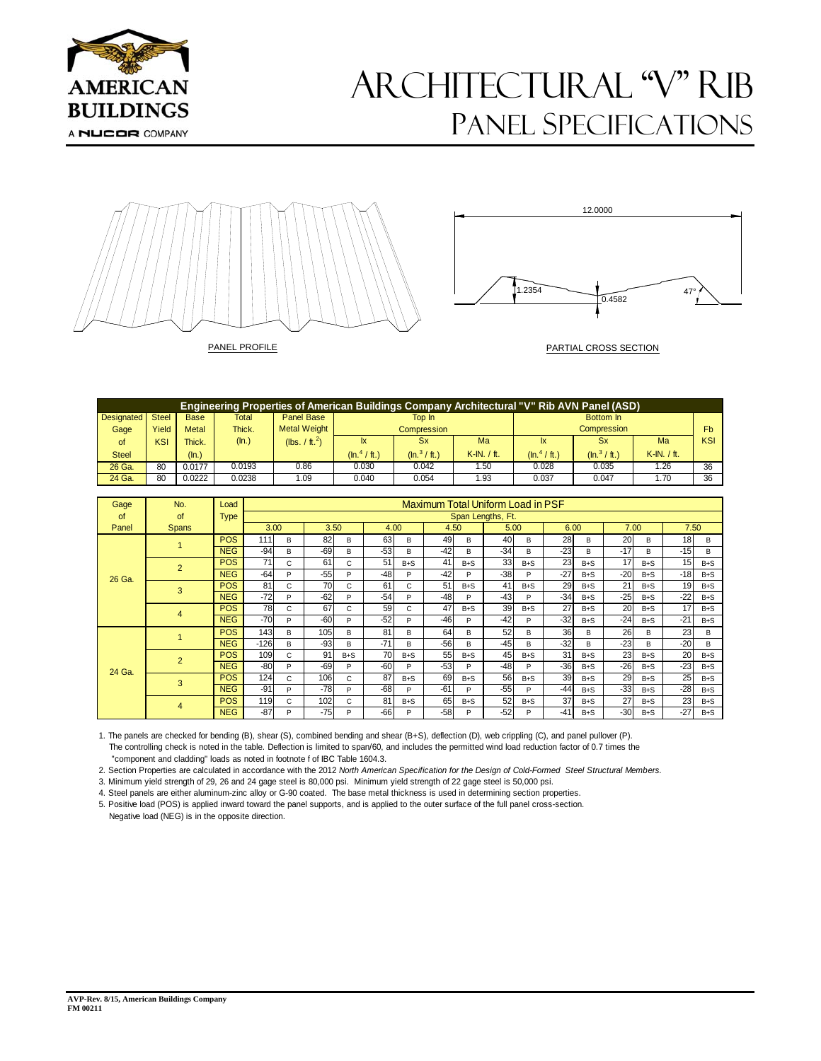# Architectural "V" Rib
## Panel Specifications

12.0000

1.2354

0.4582

47°

PANEL PROFILE

PARTIAL CROSS SECTION

| Engineering Properties of American Buildings Company Architectural "V" Rib AVN Panel (ASD) | | | | | | | | | | | |
|---|---|---|---|---|---|---|---|---|---|---|---|
| Designated Gage of Steel | Steel Yield KSI | Base Metal Thick. (In.) | Total Thick. (In.) | Panel Base Metal Weight (lbs. / ft.$^2$) | Top In Compression | | | Bottom In Compression | | | Fb KSI |
| | | | | | Ix (In.$^4$ / ft.) | Sx (In.$^3$ / ft.) | Ma K-IN. / ft. | Ix (In.$^4$ / ft.) | Sx (In.$^3$ / ft.) | Ma K-IN. / ft. | |
| 26 Ga. | 80 | 0.0177 | 0.0193 | 0.86 | 0.030 | 0.042 | 1.50 | 0.028 | 0.035 | 1.26 | 36 |
| 24 Ga. | 80 | 0.0222 | 0.0238 | 1.09 | 0.040 | 0.054 | 1.93 | 0.037 | 0.047 | 1.70 | 36 |

| Gage of Panel | No. of Spans | Load Type | Maximum Total Uniform Load in PSF — Span Lengths, Ft. | | | | | | | | | | | | | | | |
|---|---|---|---|---|---|---|---|---|---|---|---|---|---|---|---|---|---|---|
| | | | 3.00 | | 3.50 | | 4.00 | | 4.50 | | 5.00 | | 6.00 | | 7.00 | | 7.50 | |
| 26 Ga. | 1 | POS | 111 | B | 82 | B | 63 | B | 49 | B | 40 | B | 28 | B | 20 | B | 18 | B |
| | | NEG | -94 | B | -69 | B | -53 | B | -42 | B | -34 | B | -23 | B | -17 | B | -15 | B |
| | 2 | POS | 71 | C | 61 | C | 51 | B+S | 41 | B+S | 33 | B+S | 23 | B+S | 17 | B+S | 15 | B+S |
| | | NEG | -64 | P | -55 | P | -48 | P | -42 | P | -38 | P | -27 | B+S | -20 | B+S | -18 | B+S |
| | 3 | POS | 81 | C | 70 | C | 61 | C | 51 | B+S | 41 | B+S | 29 | B+S | 21 | B+S | 19 | B+S |
| | | NEG | -72 | P | -62 | P | -54 | P | -48 | P | -43 | P | -34 | B+S | -25 | B+S | -22 | B+S |
| | 4 | POS | 78 | C | 67 | C | 59 | C | 47 | B+S | 39 | B+S | 27 | B+S | 20 | B+S | 17 | B+S |
| | | NEG | -70 | P | -60 | P | -52 | P | -46 | P | -42 | P | -32 | B+S | -24 | B+S | -21 | B+S |
| 24 Ga. | 1 | POS | 143 | B | 105 | B | 81 | B | 64 | B | 52 | B | 36 | B | 26 | B | 23 | B |
| | | NEG | -126 | B | -93 | B | -71 | B | -56 | B | -45 | B | -32 | B | -23 | B | -20 | B |
| | 2 | POS | 109 | C | 91 | B+S | 70 | B+S | 55 | B+S | 45 | B+S | 31 | B+S | 23 | B+S | 20 | B+S |
| | | NEG | -80 | P | -69 | P | -60 | P | -53 | P | -48 | P | -36 | B+S | -26 | B+S | -23 | B+S |
| | 3 | POS | 124 | C | 106 | C | 87 | B+S | 69 | B+S | 56 | B+S | 39 | B+S | 29 | B+S | 25 | B+S |
| | | NEG | -91 | P | -78 | P | -68 | P | -61 | P | -55 | P | -44 | B+S | -33 | B+S | -28 | B+S |
| | 4 | POS | 119 | C | 102 | C | 81 | B+S | 65 | B+S | 52 | B+S | 37 | B+S | 27 | B+S | 23 | B+S |
| | | NEG | -87 | P | -75 | P | -66 | P | -58 | P | -52 | P | -41 | B+S | -30 | B+S | -27 | B+S |

1. The panels are checked for bending (B), shear (S), combined bending and shear (B+S), deflection (D), web crippling (C), and panel pullover (P). The controlling check is noted in the table. Deflection is limited to span/60, and includes the permitted wind load reduction factor of 0.7 times the "component and cladding" loads as noted in footnote f of IBC Table 1604.3.
2. Section Properties are calculated in accordance with the 2012 *North American Specification for the Design of Cold-Formed Steel Structural Members.*
3. Minimum yield strength of 29, 26 and 24 gage steel is 80,000 psi. Minimum yield strength of 22 gage steel is 50,000 psi.
4. Steel panels are either aluminum-zinc alloy or G-90 coated. The base metal thickness is used in determining section properties.
5. Positive load (POS) is applied inward toward the panel supports, and is applied to the outer surface of the full panel cross-section. Negative load (NEG) is in the opposite direction.

**AVP-Rev. 8/15, American Buildings Company**
**FM 00211**